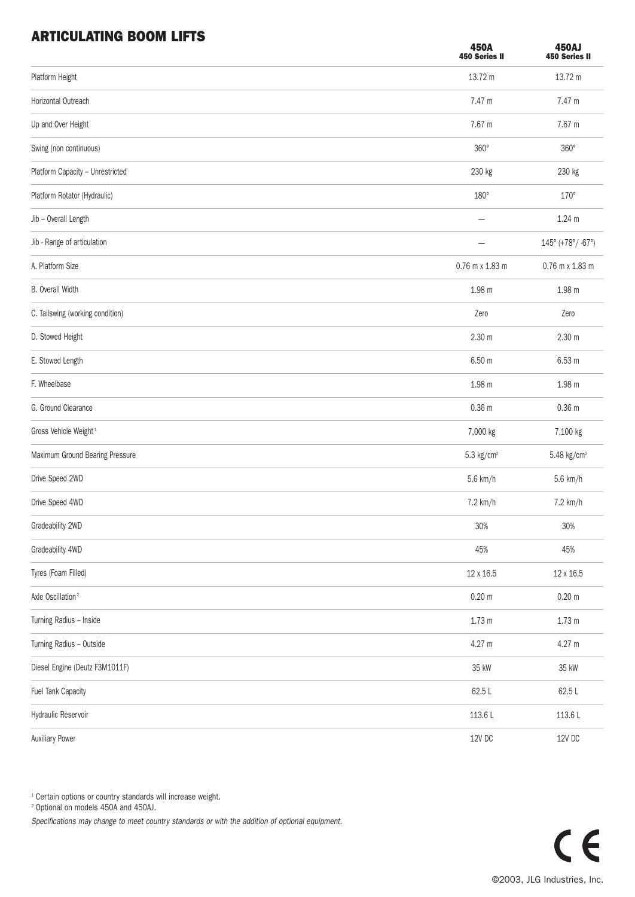## ARTICULATING BOOM LIFTS

| | 450A 450 Series II | 450AJ 450 Series II |
|---|---|---|
| Platform Height | 13.72 m | 13.72 m |
| Horizontal Outreach | 7.47 m | 7.47 m |
| Up and Over Height | 7.67 m | 7.67 m |
| Swing (non continuous) | 360° | 360° |
| Platform Capacity – Unrestricted | 230 kg | 230 kg |
| Platform Rotator (Hydraulic) | 180° | 170° |
| Jib – Overall Length | – | 1.24 m |
| Jib - Range of articulation | – | 145° (+78°/ -67°) |
| A. Platform Size | 0.76 m x 1.83 m | 0.76 m x 1.83 m |
| B. Overall Width | 1.98 m | 1.98 m |
| C. Tailswing (working condition) | Zero | Zero |
| D. Stowed Height | 2.30 m | 2.30 m |
| E. Stowed Length | 6.50 m | 6.53 m |
| F. Wheelbase | 1.98 m | 1.98 m |
| G. Ground Clearance | 0.36 m | 0.36 m |
| Gross Vehicle Weight [1] | 7,000 kg | 7,100 kg |
| Maximum Ground Bearing Pressure | 5.3 kg/cm² | 5.48 kg/cm² |
| Drive Speed 2WD | 5.6 km/h | 5.6 km/h |
| Drive Speed 4WD | 7.2 km/h | 7.2 km/h |
| Gradeability 2WD | 30% | 30% |
| Gradeability 4WD | 45% | 45% |
| Tyres (Foam Filled) | 12 x 16.5 | 12 x 16.5 |
| Axle Oscillation [2] | 0.20 m | 0.20 m |
| Turning Radius – Inside | 1.73 m | 1.73 m |
| Turning Radius – Outside | 4.27 m | 4.27 m |
| Diesel Engine (Deutz F3M1011F) | 35 kW | 35 kW |
| Fuel Tank Capacity | 62.5 L | 62.5 L |
| Hydraulic Reservoir | 113.6 L | 113.6 L |
| Auxiliary Power | 12V DC | 12V DC |

[1] Certain options or country standards will increase weight.
[2] Optional on models 450A and 450AJ.

*Specifications may change to meet country standards or with the addition of optional equipment.*

CE

©2003, JLG Industries, Inc.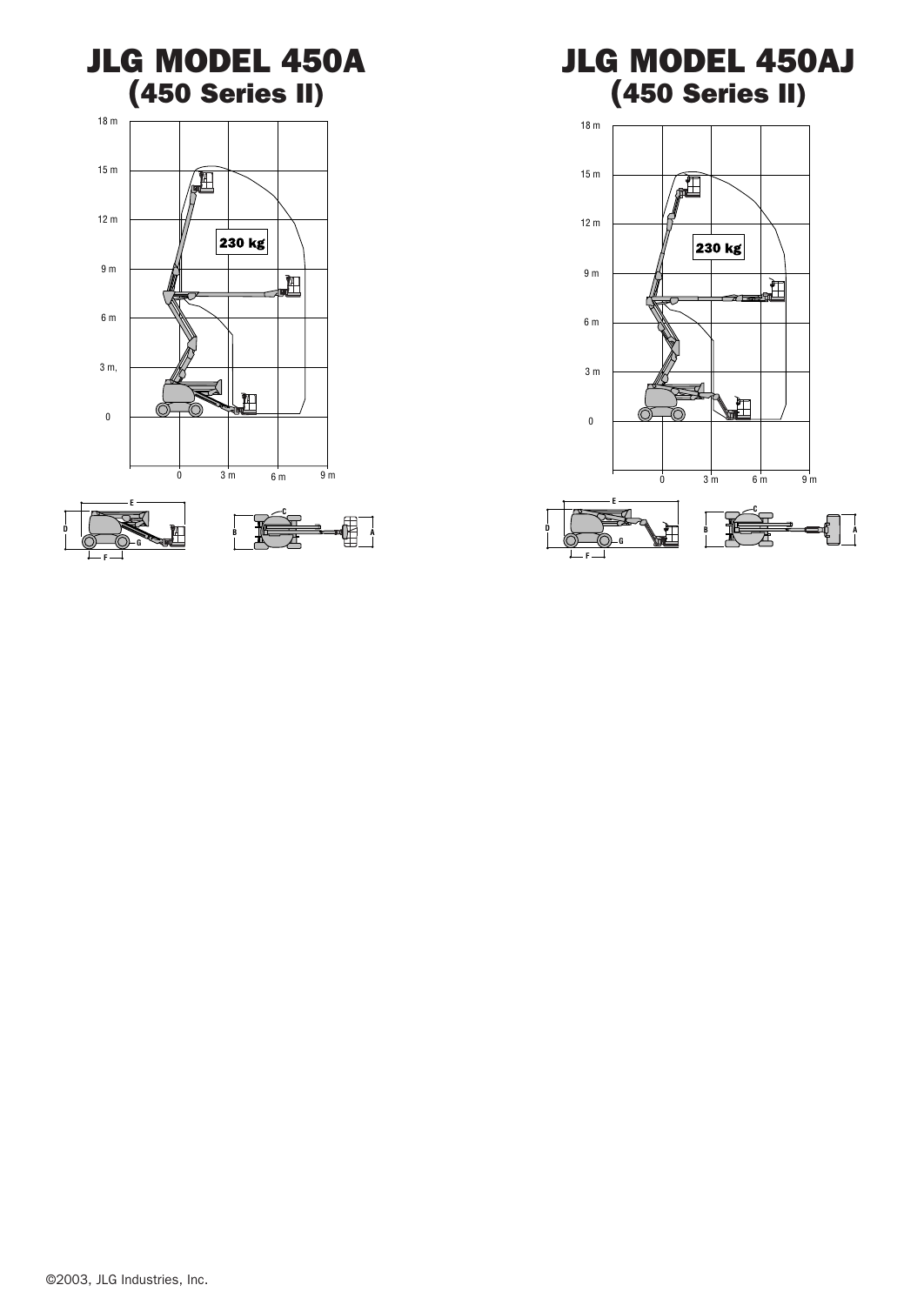# JLG MODEL 450A
## (450 Series II)

18 m
15 m
12 m
9 m
6 m
3 m,
0

0
3 m
6 m
9 m

230 kg

E
D
F
G
C
B
A

# JLG MODEL 450AJ
## (450 Series II)

18 m
15 m
12 m
9 m
6 m
3 m
0

0
3 m
6 m
9 m

230 kg

E
D
F
G
C
B
A

©2003, JLG Industries, Inc.